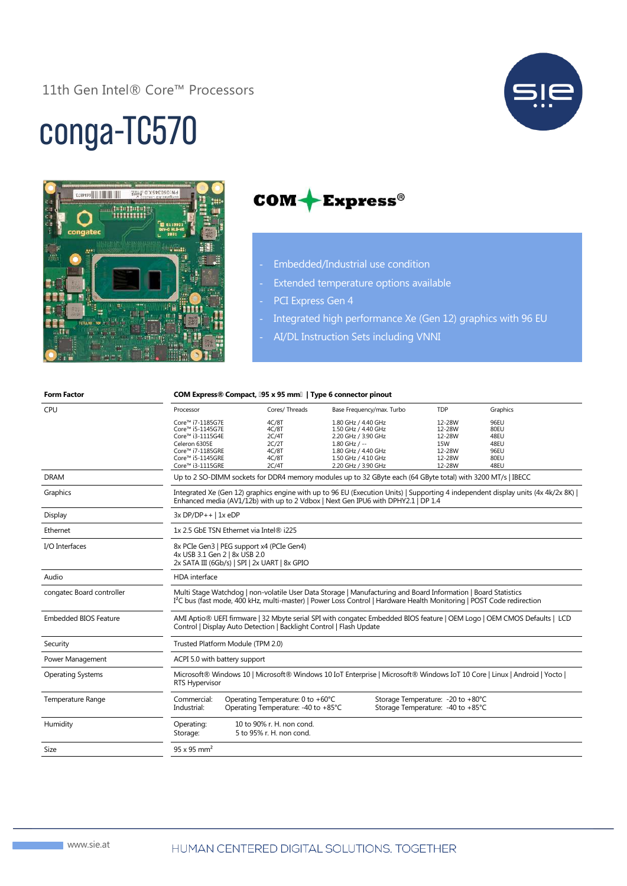11th Gen Intel® Core™ Processors

# conga-TC570

COM Express®

- Embedded/Industrial use condition
- Extended temperature options available
- PCI Express Gen 4
- Integrated high performance Xe (Gen 12) graphics with 96 EU
- AI/DL Instruction Sets including VNNI

| **Form Factor** | **COM Express® Compact, 95 x 95 mm | Type 6 connector pinout** | | | | |
|---|---|---|---|---|---|
| CPU | Processor | Cores/ Threads | Base Frequency/max. Turbo | TDP | Graphics |
| | Core™ i7-1185G7E | 4C/8T | 1.80 GHz / 4.40 GHz | 12-28W | 96EU |
| | Core™ i5-1145G7E | 4C/8T | 1.50 GHz / 4.40 GHz | 12-28W | 80EU |
| | Core™ i3-1115G4E | 2C/4T | 2.20 GHz / 3.90 GHz | 12-28W | 48EU |
| | Celeron 6305E | 2C/2T | 1.80 GHz / -- | 15W | 48EU |
| | Core™ i7-1185GRE | 4C/8T | 1.80 GHz / 4.40 GHz | 12-28W | 96EU |
| | Core™ i5-1145GRE | 4C/8T | 1.50 GHz / 4.10 GHz | 12-28W | 80EU |
| | Core™ i3-1115GRE | 2C/4T | 2.20 GHz / 3.90 GHz | 12-28W | 48EU |
| DRAM | Up to 2 SO-DIMM sockets for DDR4 memory modules up to 32 GByte each (64 GByte total) with 3200 MT/s | IBECC | | | | |
| Graphics | Integrated Xe (Gen 12) graphics engine with up to 96 EU (Execution Units) | Supporting 4 independent display units (4x 4k/2x 8K) | Enhanced media (AV1/12b) with up to 2 Vdbox | Next Gen IPU6 with DPHY2.1 | DP 1.4 | | | | |
| Display | 3x DP/DP++ | 1x eDP | | | | |
| Ethernet | 1x 2.5 GbE TSN Ethernet via Intel® i225 | | | | |
| I/O Interfaces | 8x PCIe Gen3 | PEG support x4 (PCIe Gen4)<br>4x USB 3.1 Gen 2 | 8x USB 2.0<br>2x SATA III (6Gb/s) | SPI | 2x UART | 8x GPIO | | | | |
| Audio | HDA interface | | | | |
| congatec Board controller | Multi Stage Watchdog | non-volatile User Data Storage | Manufacturing and Board Information | Board Statistics<br>I²C bus (fast mode, 400 kHz, multi-master) | Power Loss Control | Hardware Health Monitoring | POST Code redirection | | | | |
| Embedded BIOS Feature | AMI Aptio® UEFI firmware | 32 Mbyte serial SPI with congatec Embedded BIOS feature | OEM Logo | OEM CMOS Defaults | LCD Control | Display Auto Detection | Backlight Control | Flash Update | | | | |
| Security | Trusted Platform Module (TPM 2.0) | | | | |
| Power Management | ACPI 5.0 with battery support | | | | |
| Operating Systems | Microsoft® Windows 10 | Microsoft® Windows 10 IoT Enterprise | Microsoft® Windows IoT 10 Core | Linux | Android | Yocto | RTS Hypervisor | | | | |
| Temperature Range | Commercial: Operating Temperature: 0 to +60°C &nbsp; Storage Temperature: -20 to +80°C<br>Industrial: Operating Temperature: -40 to +85°C &nbsp; Storage Temperature: -40 to +85°C | | | | |
| Humidity | Operating: 10 to 90% r. H. non cond.<br>Storage: 5 to 95% r. H. non cond. | | | | |
| Size | 95 x 95 mm² | | | | |

www.sie.at

HUMAN CENTERED DIGITAL SOLUTIONS. TOGETHER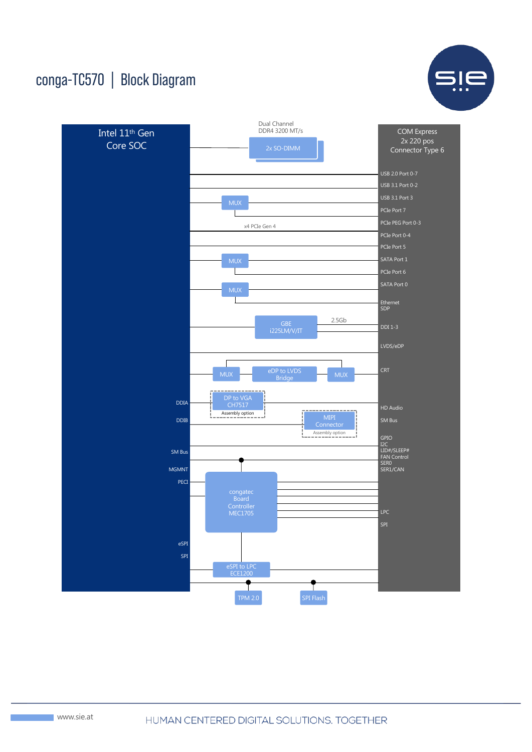# conga-TC570 | Block Diagram

Intel 11th Gen Core SOC

Dual Channel DDR4 3200 MT/s

2x SO-DIMM

COM Express 2x 220 pos Connector Type 6

USB 2.0 Port 0-7

USB 3.1 Port 0-2

MUX

USB 3.1 Port 3

PCIe Port 7

x4 PCIe Gen 4

PCIe PEG Port 0-3

PCIe Port 0-4

PCIe Port 5

MUX

SATA Port 1

PCIe Port 6

MUX

SATA Port 0

Ethernet SDP

GBE i225LM/V/IT

2.5Gb

DDI 1-3

LVDS/eDP

MUX

eDP to LVDS Bridge

MUX

CRT

DDIA

DP to VGA CH7517

Assembly option

HD Audio

DDIB

MIPI Connector

Assembly option

SM Bus

SM Bus

GPIO

I2C

LID#/SLEEP#

FAN Control

SER0

MGMNT

SER1/CAN

PECI

congatec Board Controller MEC1705

LPC

SPI

eSPI

SPI

eSPI to LPC ECE1200

TPM 2.0

SPI Flash

www.sie.at

HUMAN CENTERED DIGITAL SOLUTIONS. TOGETHER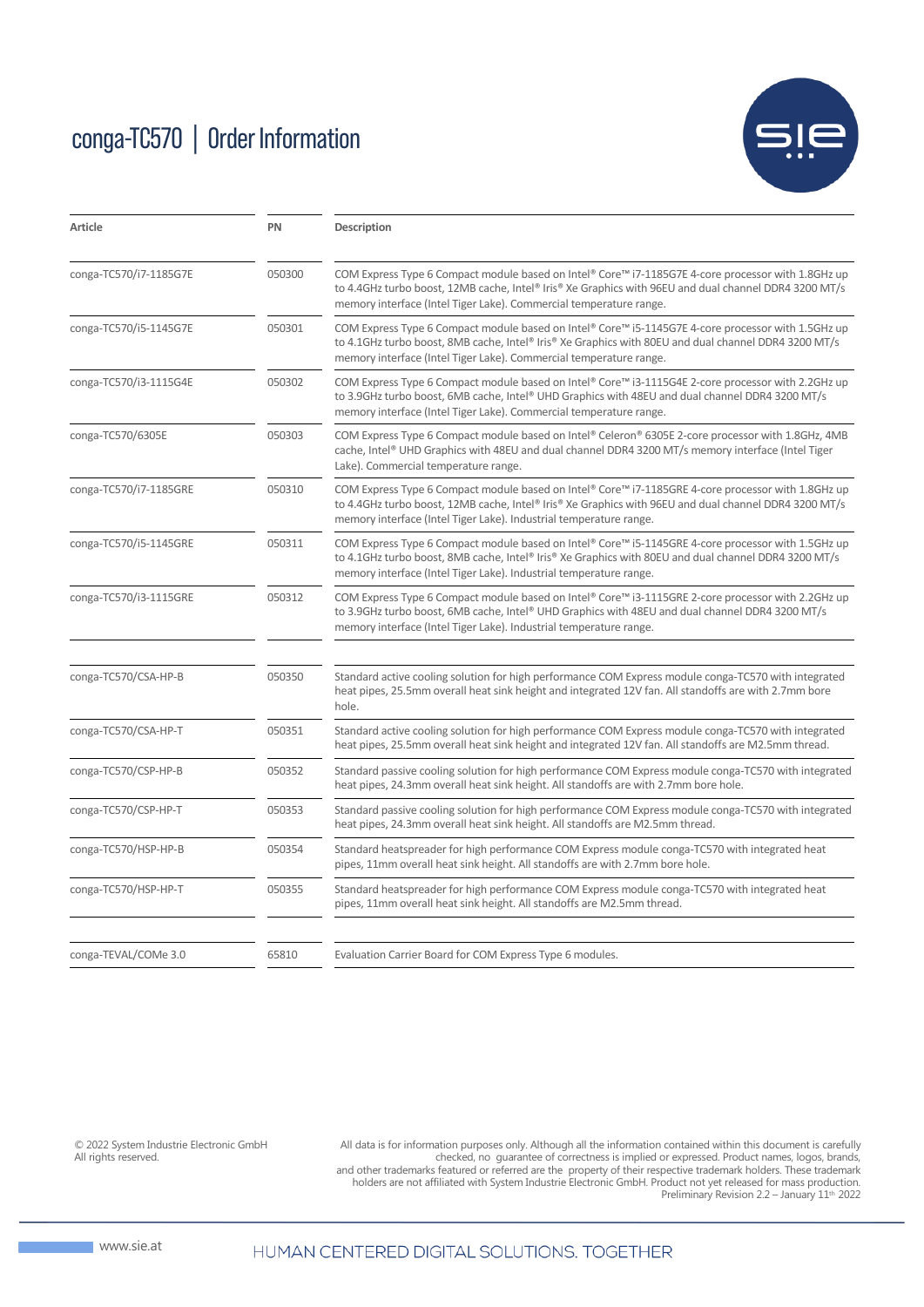# conga-TC570 | Order Information

| Article | PN | Description |
| --- | --- | --- |
| conga-TC570/i7-1185G7E | 050300 | COM Express Type 6 Compact module based on Intel® Core™ i7-1185G7E 4-core processor with 1.8GHz up to 4.4GHz turbo boost, 12MB cache, Intel® Iris® Xe Graphics with 96EU and dual channel DDR4 3200 MT/s memory interface (Intel Tiger Lake). Commercial temperature range. |
| conga-TC570/i5-1145G7E | 050301 | COM Express Type 6 Compact module based on Intel® Core™ i5-1145G7E 4-core processor with 1.5GHz up to 4.1GHz turbo boost, 8MB cache, Intel® Iris® Xe Graphics with 80EU and dual channel DDR4 3200 MT/s memory interface (Intel Tiger Lake). Commercial temperature range. |
| conga-TC570/i3-1115G4E | 050302 | COM Express Type 6 Compact module based on Intel® Core™ i3-1115G4E 2-core processor with 2.2GHz up to 3.9GHz turbo boost, 6MB cache, Intel® UHD Graphics with 48EU and dual channel DDR4 3200 MT/s memory interface (Intel Tiger Lake). Commercial temperature range. |
| conga-TC570/6305E | 050303 | COM Express Type 6 Compact module based on Intel® Celeron® 6305E 2-core processor with 1.8GHz, 4MB cache, Intel® UHD Graphics with 48EU and dual channel DDR4 3200 MT/s memory interface (Intel Tiger Lake). Commercial temperature range. |
| conga-TC570/i7-1185GRE | 050310 | COM Express Type 6 Compact module based on Intel® Core™ i7-1185GRE 4-core processor with 1.8GHz up to 4.4GHz turbo boost, 12MB cache, Intel® Iris® Xe Graphics with 96EU and dual channel DDR4 3200 MT/s memory interface (Intel Tiger Lake). Industrial temperature range. |
| conga-TC570/i5-1145GRE | 050311 | COM Express Type 6 Compact module based on Intel® Core™ i5-1145GRE 4-core processor with 1.5GHz up to 4.1GHz turbo boost, 8MB cache, Intel® Iris® Xe Graphics with 80EU and dual channel DDR4 3200 MT/s memory interface (Intel Tiger Lake). Industrial temperature range. |
| conga-TC570/i3-1115GRE | 050312 | COM Express Type 6 Compact module based on Intel® Core™ i3-1115GRE 2-core processor with 2.2GHz up to 3.9GHz turbo boost, 6MB cache, Intel® UHD Graphics with 48EU and dual channel DDR4 3200 MT/s memory interface (Intel Tiger Lake). Industrial temperature range. |
| conga-TC570/CSA-HP-B | 050350 | Standard active cooling solution for high performance COM Express module conga-TC570 with integrated heat pipes, 25.5mm overall heat sink height and integrated 12V fan. All standoffs are with 2.7mm bore hole. |
| conga-TC570/CSA-HP-T | 050351 | Standard active cooling solution for high performance COM Express module conga-TC570 with integrated heat pipes, 25.5mm overall heat sink height and integrated 12V fan. All standoffs are M2.5mm thread. |
| conga-TC570/CSP-HP-B | 050352 | Standard passive cooling solution for high performance COM Express module conga-TC570 with integrated heat pipes, 24.3mm overall heat sink height. All standoffs are with 2.7mm bore hole. |
| conga-TC570/CSP-HP-T | 050353 | Standard passive cooling solution for high performance COM Express module conga-TC570 with integrated heat pipes, 24.3mm overall heat sink height. All standoffs are M2.5mm thread. |
| conga-TC570/HSP-HP-B | 050354 | Standard heatspreader for high performance COM Express module conga-TC570 with integrated heat pipes, 11mm overall heat sink height. All standoffs are with 2.7mm bore hole. |
| conga-TC570/HSP-HP-T | 050355 | Standard heatspreader for high performance COM Express module conga-TC570 with integrated heat pipes, 11mm overall heat sink height. All standoffs are M2.5mm thread. |
| conga-TEVAL/COMe 3.0 | 65810 | Evaluation Carrier Board for COM Express Type 6 modules. |

© 2022 System Industrie Electronic GmbH
All rights reserved.

All data is for information purposes only. Although all the information contained within this document is carefully checked, no guarantee of correctness is implied or expressed. Product names, logos, brands, and other trademarks featured or referred are the property of their respective trademark holders. These trademark holders are not affiliated with System Industrie Electronic GmbH. Product not yet released for mass production.
Preliminary Revision 2.2 – January 11th 2022

www.sie.at

HUMAN CENTERED DIGITAL SOLUTIONS. TOGETHER